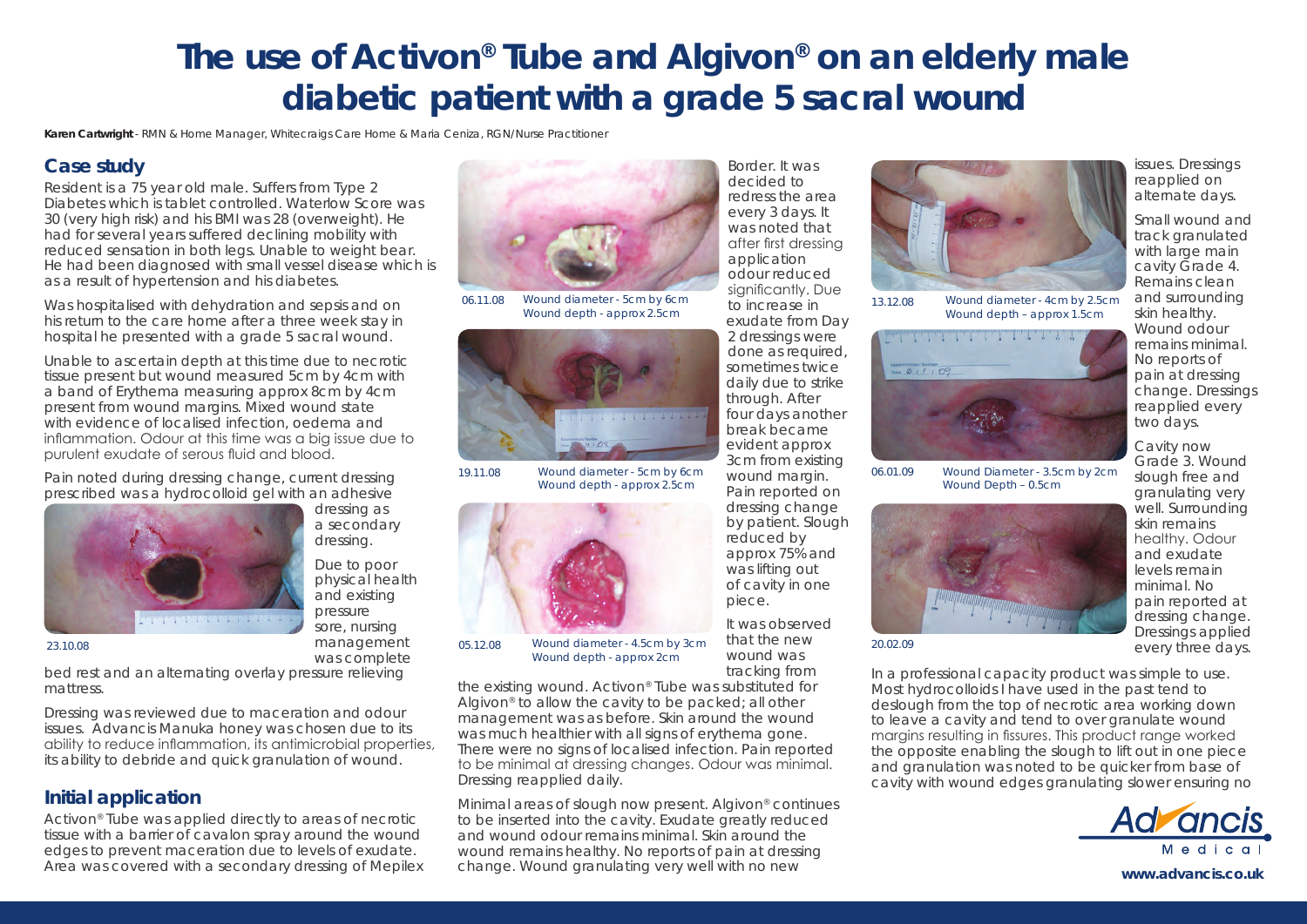# The use of Activon® Tube and Algivon® on an elderly male diabetic patient with a grade 5 sacral wound

**Karen Cartwright** - RMN & Home Manager, Whitecraigs Care Home & Maria Ceniza, RGN/Nurse Practitioner

## Case study

Resident is a 75 year old male. Suffers from Type 2 Diabetes which is tablet controlled. Waterlow Score was 30 (very high risk) and his BMI was 28 (overweight). He had for several years suffered declining mobility with reduced sensation in both legs. Unable to weight bear. He had been diagnosed with small vessel disease which is as a result of hypertension and his diabetes.

Was hospitalised with dehydration and sepsis and on his return to the care home after a three week stay in hospital he presented with a grade 5 sacral wound.

Unable to ascertain depth at this time due to necrotic tissue present but wound measured 5cm by 4cm with a band of Erythema measuring approx 8cm by 4cm present from wound margins. Mixed wound state with evidence of localised infection, oedema and inflammation. Odour at this time was a big issue due to purulent exudate of serous fluid and blood.

Pain noted during dressing change, current dressing prescribed was a hydrocolloid gel with an adhesive dressing as a secondary dressing.

23.10.08

Due to poor physical health and existing pressure sore, nursing management was complete bed rest and an alternating overlay pressure relieving mattress.

Dressing was reviewed due to maceration and odour issues. Advancis Manuka honey was chosen due to its ability to reduce inflammation, its antimicrobial properties, its ability to debride and quick granulation of wound.

## Initial application

Activon® Tube was applied directly to areas of necrotic tissue with a barrier of cavalon spray around the wound edges to prevent maceration due to levels of exudate. Area was covered with a secondary dressing of Mepilex Border. It was decided to redress the area every 3 days. It was noted that after first dressing application odour reduced significantly. Due to increase in exudate from Day 2 dressings were done as required, sometimes twice daily due to strike through. After four days another break became evident approx 3cm from existing wound margin. Pain reported on dressing change by patient. Slough reduced by approx 75% and was lifting out of cavity in one piece.

06.11.08 Wound diameter - 5cm by 6cm
Wound depth - approx 2.5cm

19.11.08 Wound diameter - 5cm by 6cm
Wound depth - approx 2.5cm

05.12.08 Wound diameter - 4.5cm by 3cm
Wound depth - approx 2cm

It was observed that the new wound was tracking from the existing wound. Activon® Tube was substituted for Algivon® to allow the cavity to be packed; all other management was as before. Skin around the wound was much healthier with all signs of erythema gone. There were no signs of localised infection. Pain reported to be minimal at dressing changes. Odour was minimal. Dressing reapplied daily.

Minimal areas of slough now present. Algivon® continues to be inserted into the cavity. Exudate greatly reduced and wound odour remains minimal. Skin around the wound remains healthy. No reports of pain at dressing change. Wound granulating very well with no new issues. Dressings reapplied on alternate days.

13.12.08 Wound diameter - 4cm by 2.5cm
Wound depth – approx 1.5cm

Small wound and track granulated with large main cavity Grade 4. Remains clean and surrounding skin healthy. Wound odour remains minimal. No reports of pain at dressing change. Dressings reapplied every two days.

06.01.09 Wound Diameter - 3.5cm by 2cm
Wound Depth – 0.5cm

Cavity now Grade 3. Wound slough free and granulating very well. Surrounding skin remains healthy. Odour and exudate levels remain minimal. No pain reported at dressing change. Dressings applied every three days.

20.02.09

In a professional capacity product was simple to use. Most hydrocolloids I have used in the past tend to deslough from the top of necrotic area working down to leave a cavity and tend to over granulate wound margins resulting in fissures. This product range worked the opposite enabling the slough to lift out in one piece and granulation was noted to be quicker from base of cavity with wound edges granulating slower ensuring no

Advancis Medical

www.advancis.co.uk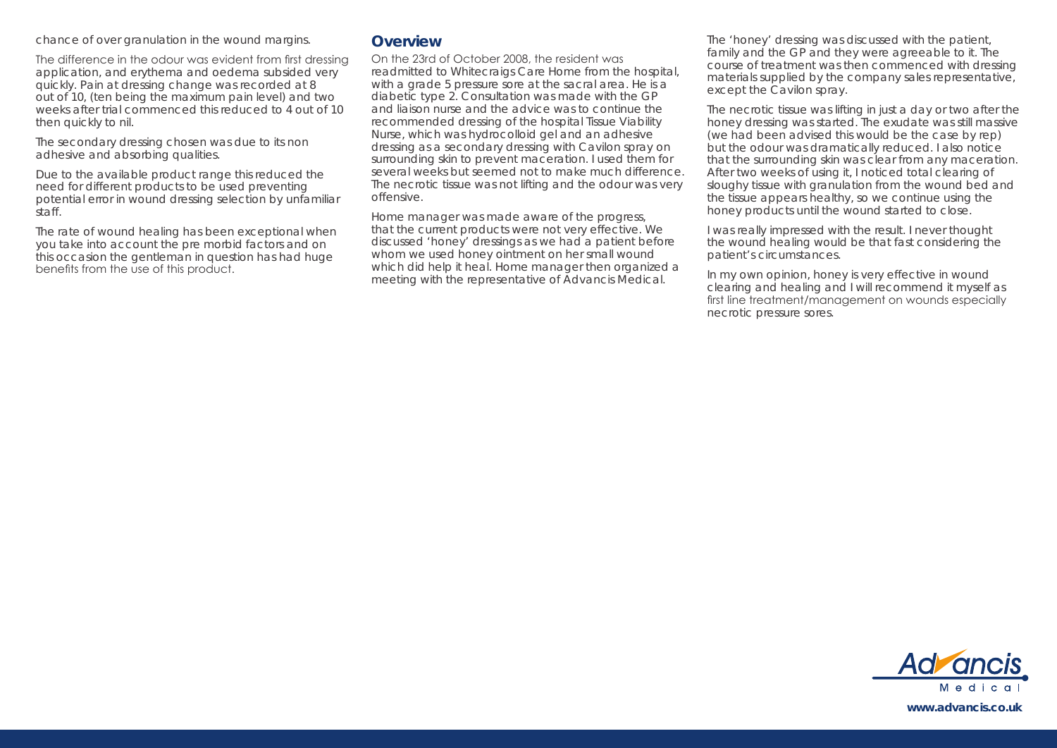chance of over granulation in the wound margins.

The difference in the odour was evident from first dressing application, and erythema and oedema subsided very quickly. Pain at dressing change was recorded at 8 out of 10, (ten being the maximum pain level) and two weeks after trial commenced this reduced to 4 out of 10 then quickly to nil.

The secondary dressing chosen was due to its non adhesive and absorbing qualities.

Due to the available product range this reduced the need for different products to be used preventing potential error in wound dressing selection by unfamiliar staff.

The rate of wound healing has been exceptional when you take into account the pre morbid factors and on this occasion the gentleman in question has had huge benefits from the use of this product.

## Overview

On the 23rd of October 2008, the resident was readmitted to Whitecraigs Care Home from the hospital, with a grade 5 pressure sore at the sacral area. He is a diabetic type 2. Consultation was made with the GP and liaison nurse and the advice was to continue the recommended dressing of the hospital Tissue Viability Nurse, which was hydrocolloid gel and an adhesive dressing as a secondary dressing with Cavilon spray on surrounding skin to prevent maceration. I used them for several weeks but seemed not to make much difference. The necrotic tissue was not lifting and the odour was very offensive.

Home manager was made aware of the progress, that the current products were not very effective. We discussed 'honey' dressings as we had a patient before whom we used honey ointment on her small wound which did help it heal. Home manager then organized a meeting with the representative of Advancis Medical.

The 'honey' dressing was discussed with the patient, family and the GP and they were agreeable to it. The course of treatment was then commenced with dressing materials supplied by the company sales representative, except the Cavilon spray.

The necrotic tissue was lifting in just a day or two after the honey dressing was started. The exudate was still massive (we had been advised this would be the case by rep) but the odour was dramatically reduced. I also notice that the surrounding skin was clear from any maceration. After two weeks of using it, I noticed total clearing of sloughy tissue with granulation from the wound bed and the tissue appears healthy, so we continue using the honey products until the wound started to close.

I was really impressed with the result. I never thought the wound healing would be that fast considering the patient's circumstances.

In my own opinion, honey is very effective in wound clearing and healing and I will recommend it myself as first line treatment/management on wounds especially necrotic pressure sores.

Advancis Medical

www.advancis.co.uk